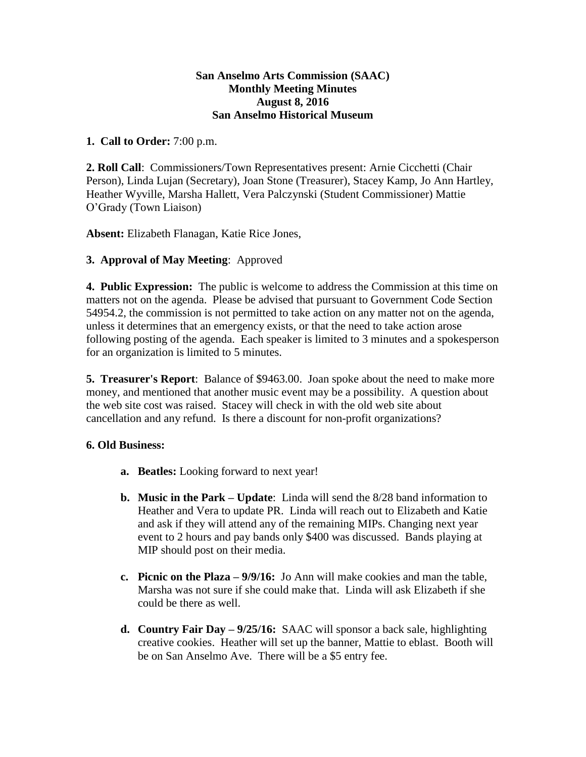**San Anselmo Arts Commission (SAAC)**
**Monthly Meeting Minutes**
**August 8, 2016**
**San Anselmo Historical Museum**

**1. Call to Order:** 7:00 p.m.

**2. Roll Call**: Commissioners/Town Representatives present: Arnie Cicchetti (Chair Person), Linda Lujan (Secretary), Joan Stone (Treasurer), Stacey Kamp, Jo Ann Hartley, Heather Wyville, Marsha Hallett, Vera Palczynski (Student Commissioner) Mattie O'Grady (Town Liaison)

**Absent:** Elizabeth Flanagan, Katie Rice Jones,

**3. Approval of May Meeting**: Approved

**4. Public Expression:** The public is welcome to address the Commission at this time on matters not on the agenda. Please be advised that pursuant to Government Code Section 54954.2, the commission is not permitted to take action on any matter not on the agenda, unless it determines that an emergency exists, or that the need to take action arose following posting of the agenda. Each speaker is limited to 3 minutes and a spokesperson for an organization is limited to 5 minutes.

**5. Treasurer's Report**: Balance of $9463.00. Joan spoke about the need to make more money, and mentioned that another music event may be a possibility. A question about the web site cost was raised. Stacey will check in with the old web site about cancellation and any refund. Is there a discount for non-profit organizations?

**6. Old Business:**

- **a. Beatles:** Looking forward to next year!
- **b. Music in the Park – Update**: Linda will send the 8/28 band information to Heather and Vera to update PR. Linda will reach out to Elizabeth and Katie and ask if they will attend any of the remaining MIPs. Changing next year event to 2 hours and pay bands only $400 was discussed. Bands playing at MIP should post on their media.
- **c. Picnic on the Plaza – 9/9/16:** Jo Ann will make cookies and man the table, Marsha was not sure if she could make that. Linda will ask Elizabeth if she could be there as well.
- **d. Country Fair Day – 9/25/16:** SAAC will sponsor a back sale, highlighting creative cookies. Heather will set up the banner, Mattie to eblast. Booth will be on San Anselmo Ave. There will be a $5 entry fee.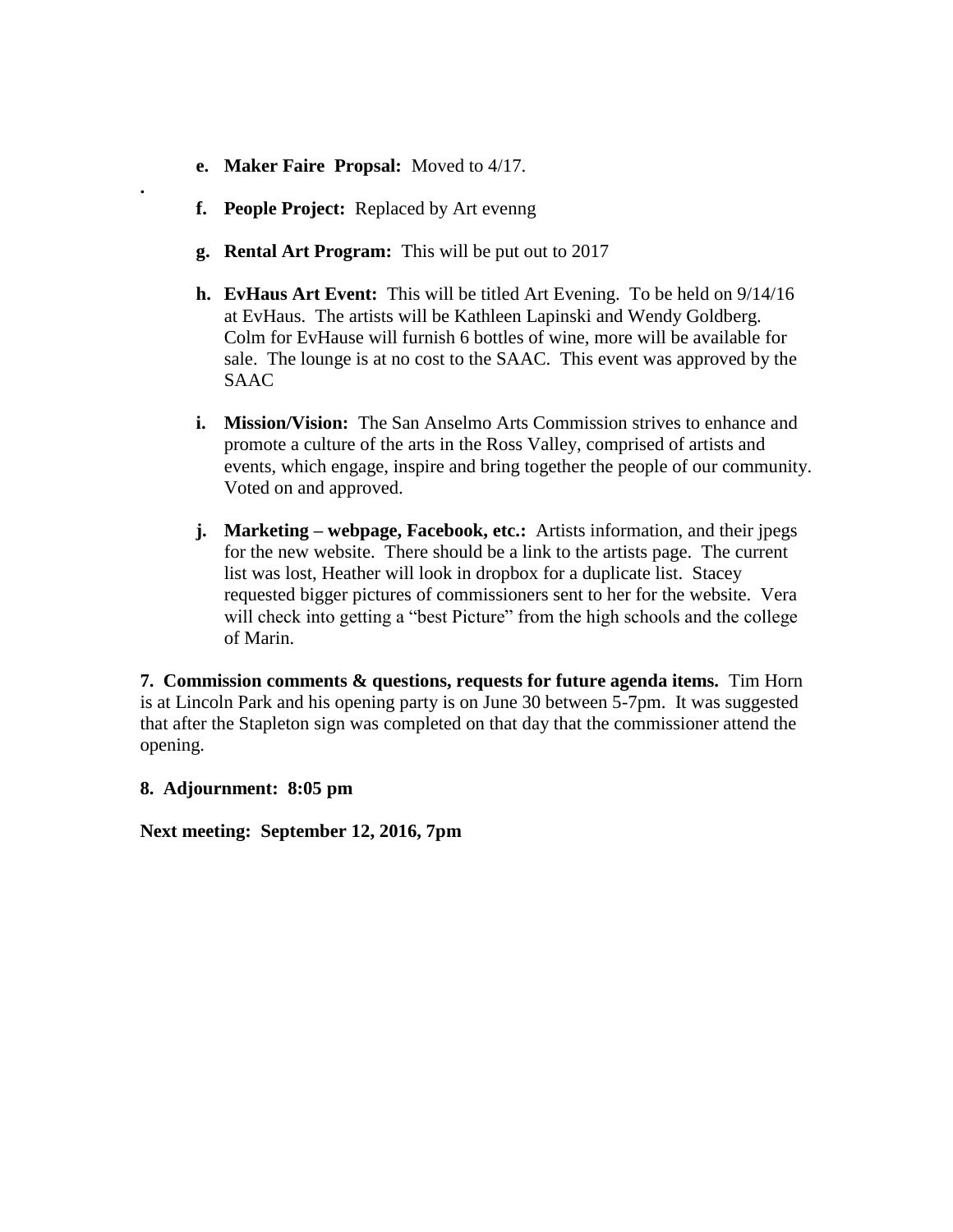- **e. Maker Faire Propsal:** Moved to 4/17.

.

- **f. People Project:** Replaced by Art evenng

- **g. Rental Art Program:** This will be put out to 2017

- **h. EvHaus Art Event:** This will be titled Art Evening. To be held on 9/14/16 at EvHaus. The artists will be Kathleen Lapinski and Wendy Goldberg. Colm for EvHause will furnish 6 bottles of wine, more will be available for sale. The lounge is at no cost to the SAAC. This event was approved by the SAAC

- **i. Mission/Vision:** The San Anselmo Arts Commission strives to enhance and promote a culture of the arts in the Ross Valley, comprised of artists and events, which engage, inspire and bring together the people of our community. Voted on and approved.

- **j. Marketing – webpage, Facebook, etc.:** Artists information, and their jpegs for the new website. There should be a link to the artists page. The current list was lost, Heather will look in dropbox for a duplicate list. Stacey requested bigger pictures of commissioners sent to her for the website. Vera will check into getting a "best Picture" from the high schools and the college of Marin.

**7. Commission comments & questions, requests for future agenda items.** Tim Horn is at Lincoln Park and his opening party is on June 30 between 5-7pm. It was suggested that after the Stapleton sign was completed on that day that the commissioner attend the opening.

**8. Adjournment: 8:05 pm**

**Next meeting: September 12, 2016, 7pm**